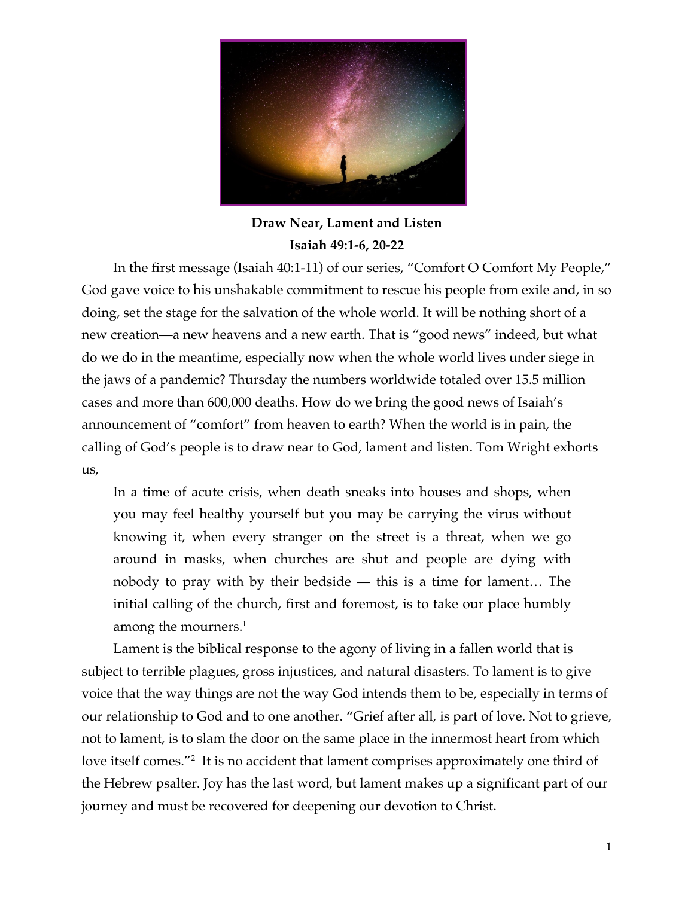**Draw Near, Lament and Listen**
**Isaiah 49:1-6, 20-22**

In the first message (Isaiah 40:1-11) of our series, "Comfort O Comfort My People," God gave voice to his unshakable commitment to rescue his people from exile and, in so doing, set the stage for the salvation of the whole world. It will be nothing short of a new creation—a new heavens and a new earth. That is "good news" indeed, but what do we do in the meantime, especially now when the whole world lives under siege in the jaws of a pandemic? Thursday the numbers worldwide totaled over 15.5 million cases and more than 600,000 deaths. How do we bring the good news of Isaiah's announcement of "comfort" from heaven to earth? When the world is in pain, the calling of God's people is to draw near to God, lament and listen. Tom Wright exhorts us,

> In a time of acute crisis, when death sneaks into houses and shops, when you may feel healthy yourself but you may be carrying the virus without knowing it, when every stranger on the street is a threat, when we go around in masks, when churches are shut and people are dying with nobody to pray with by their bedside — this is a time for lament… The initial calling of the church, first and foremost, is to take our place humbly among the mourners.[1]

Lament is the biblical response to the agony of living in a fallen world that is subject to terrible plagues, gross injustices, and natural disasters. To lament is to give voice that the way things are not the way God intends them to be, especially in terms of our relationship to God and to one another. "Grief after all, is part of love. Not to grieve, not to lament, is to slam the door on the same place in the innermost heart from which love itself comes."[2] It is no accident that lament comprises approximately one third of the Hebrew psalter. Joy has the last word, but lament makes up a significant part of our journey and must be recovered for deepening our devotion to Christ.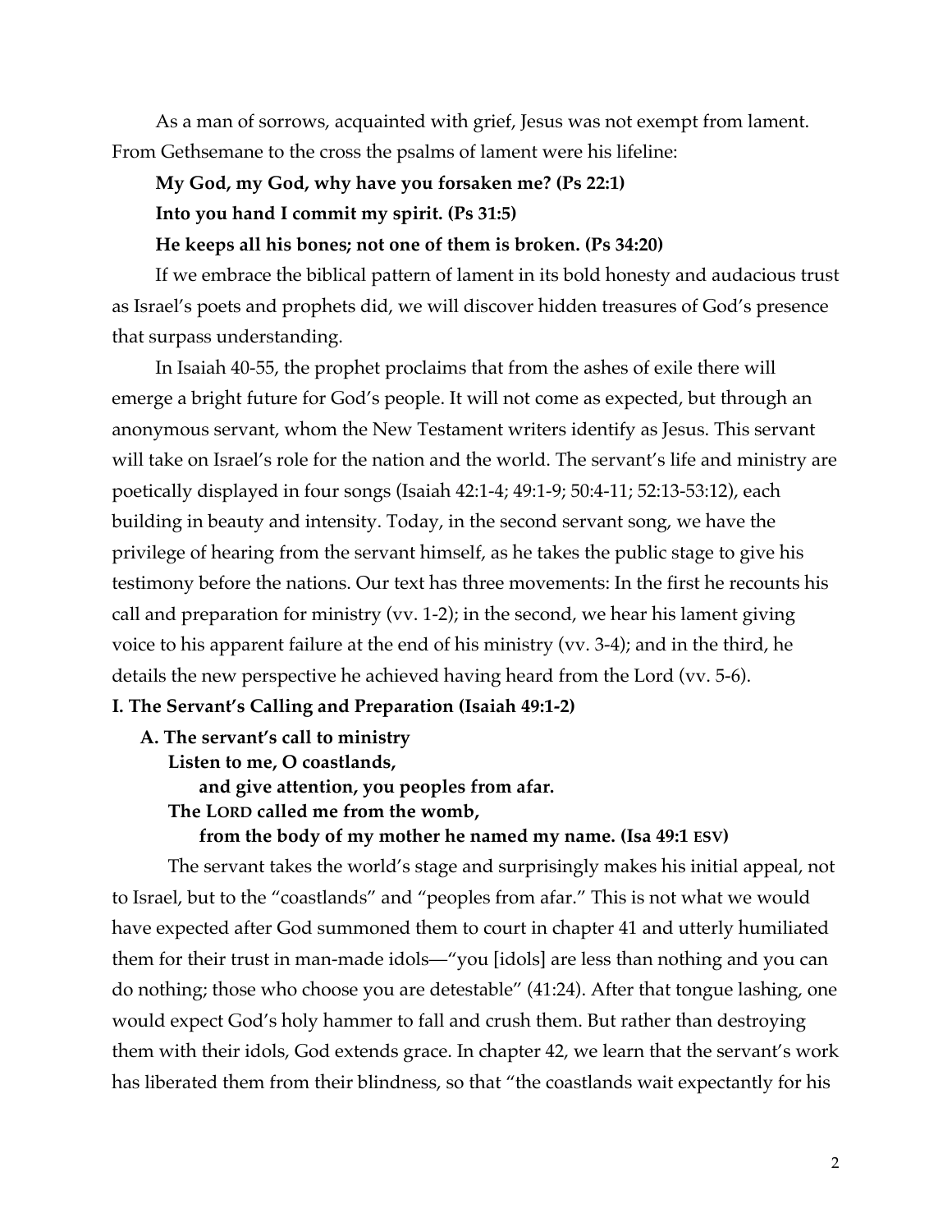As a man of sorrows, acquainted with grief, Jesus was not exempt from lament. From Gethsemane to the cross the psalms of lament were his lifeline:

**My God, my God, why have you forsaken me? (Ps 22:1)**

**Into you hand I commit my spirit. (Ps 31:5)**

**He keeps all his bones; not one of them is broken. (Ps 34:20)**

If we embrace the biblical pattern of lament in its bold honesty and audacious trust as Israel's poets and prophets did, we will discover hidden treasures of God's presence that surpass understanding.

In Isaiah 40-55, the prophet proclaims that from the ashes of exile there will emerge a bright future for God's people. It will not come as expected, but through an anonymous servant, whom the New Testament writers identify as Jesus. This servant will take on Israel's role for the nation and the world. The servant's life and ministry are poetically displayed in four songs (Isaiah 42:1-4; 49:1-9; 50:4-11; 52:13-53:12), each building in beauty and intensity. Today, in the second servant song, we have the privilege of hearing from the servant himself, as he takes the public stage to give his testimony before the nations. Our text has three movements: In the first he recounts his call and preparation for ministry (vv. 1-2); in the second, we hear his lament giving voice to his apparent failure at the end of his ministry (vv. 3-4); and in the third, he details the new perspective he achieved having heard from the Lord (vv. 5-6).

**I. The Servant's Calling and Preparation (Isaiah 49:1-2)**

**A. The servant's call to ministry**

**Listen to me, O coastlands,**
**and give attention, you peoples from afar.**
**The LORD called me from the womb,**
**from the body of my mother he named my name. (Isa 49:1 ESV)**

The servant takes the world's stage and surprisingly makes his initial appeal, not to Israel, but to the "coastlands" and "peoples from afar." This is not what we would have expected after God summoned them to court in chapter 41 and utterly humiliated them for their trust in man-made idols—"you [idols] are less than nothing and you can do nothing; those who choose you are detestable" (41:24). After that tongue lashing, one would expect God's holy hammer to fall and crush them. But rather than destroying them with their idols, God extends grace. In chapter 42, we learn that the servant's work has liberated them from their blindness, so that "the coastlands wait expectantly for his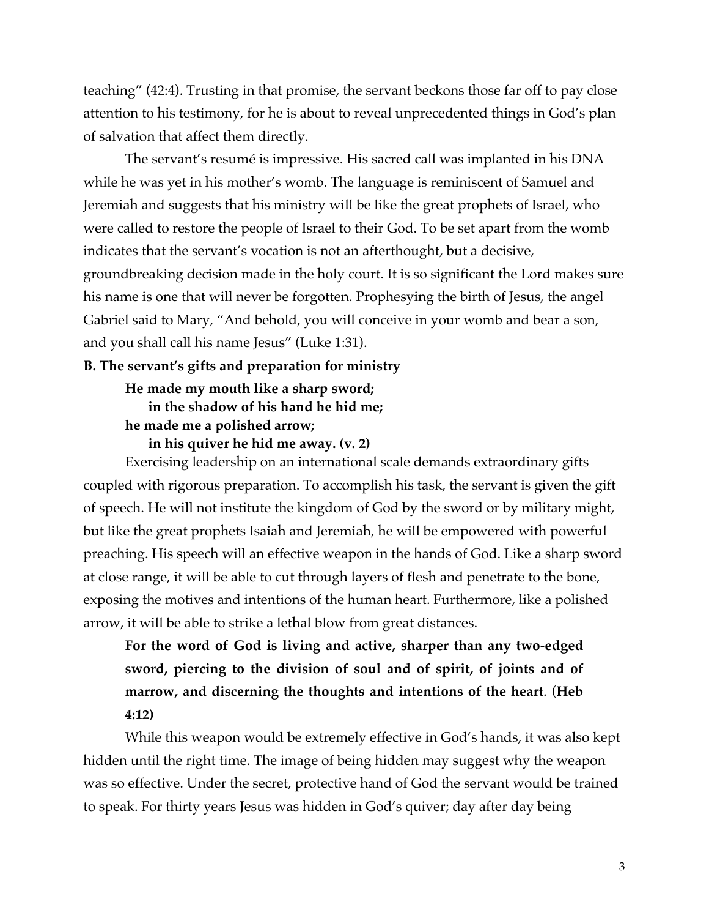teaching" (42:4). Trusting in that promise, the servant beckons those far off to pay close attention to his testimony, for he is about to reveal unprecedented things in God's plan of salvation that affect them directly.

The servant's resumé is impressive. His sacred call was implanted in his DNA while he was yet in his mother's womb. The language is reminiscent of Samuel and Jeremiah and suggests that his ministry will be like the great prophets of Israel, who were called to restore the people of Israel to their God. To be set apart from the womb indicates that the servant's vocation is not an afterthought, but a decisive, groundbreaking decision made in the holy court. It is so significant the Lord makes sure his name is one that will never be forgotten. Prophesying the birth of Jesus, the angel Gabriel said to Mary, "And behold, you will conceive in your womb and bear a son, and you shall call his name Jesus" (Luke 1:31).

**B. The servant's gifts and preparation for ministry**

> **He made my mouth like a sharp sword;**
> **in the shadow of his hand he hid me;**
> **he made me a polished arrow;**
> **in his quiver he hid me away. (v. 2)**

Exercising leadership on an international scale demands extraordinary gifts coupled with rigorous preparation. To accomplish his task, the servant is given the gift of speech. He will not institute the kingdom of God by the sword or by military might, but like the great prophets Isaiah and Jeremiah, he will be empowered with powerful preaching. His speech will an effective weapon in the hands of God. Like a sharp sword at close range, it will be able to cut through layers of flesh and penetrate to the bone, exposing the motives and intentions of the human heart. Furthermore, like a polished arrow, it will be able to strike a lethal blow from great distances.

> **For the word of God is living and active, sharper than any two-edged sword, piercing to the division of soul and of spirit, of joints and of marrow, and discerning the thoughts and intentions of the heart**. (**Heb 4:12)**

While this weapon would be extremely effective in God's hands, it was also kept hidden until the right time. The image of being hidden may suggest why the weapon was so effective. Under the secret, protective hand of God the servant would be trained to speak. For thirty years Jesus was hidden in God's quiver; day after day being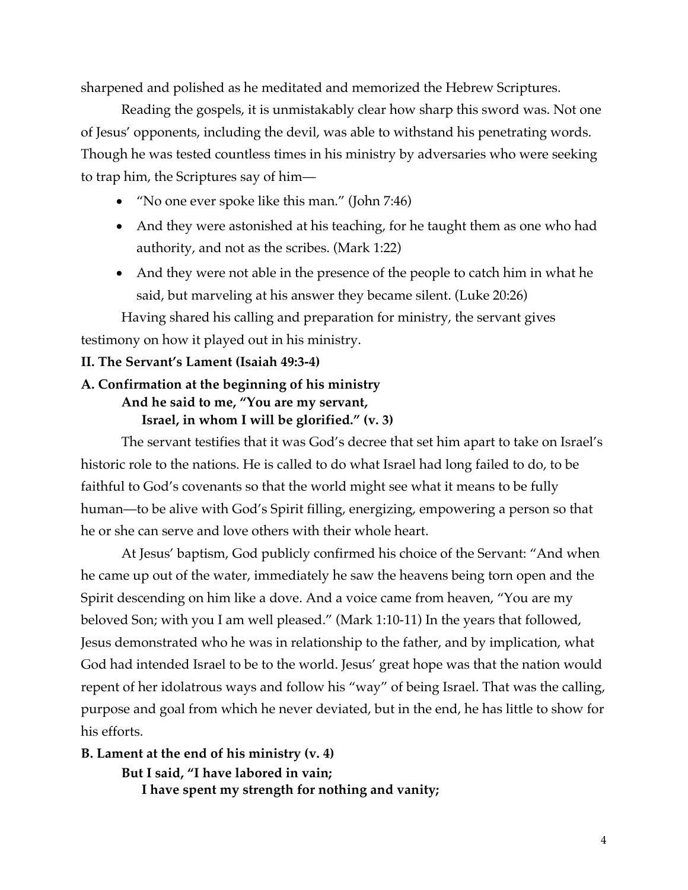sharpened and polished as he meditated and memorized the Hebrew Scriptures.

Reading the gospels, it is unmistakably clear how sharp this sword was. Not one of Jesus' opponents, including the devil, was able to withstand his penetrating words. Though he was tested countless times in his ministry by adversaries who were seeking to trap him, the Scriptures say of him—

- "No one ever spoke like this man." (John 7:46)
- And they were astonished at his teaching, for he taught them as one who had authority, and not as the scribes. (Mark 1:22)
- And they were not able in the presence of the people to catch him in what he said, but marveling at his answer they became silent. (Luke 20:26)

Having shared his calling and preparation for ministry, the servant gives testimony on how it played out in his ministry.

**II. The Servant's Lament (Isaiah 49:3-4)**

**A. Confirmation at the beginning of his ministry**

> **And he said to me, "You are my servant,**
> **Israel, in whom I will be glorified." (v. 3)**

The servant testifies that it was God's decree that set him apart to take on Israel's historic role to the nations. He is called to do what Israel had long failed to do, to be faithful to God's covenants so that the world might see what it means to be fully human—to be alive with God's Spirit filling, energizing, empowering a person so that he or she can serve and love others with their whole heart.

At Jesus' baptism, God publicly confirmed his choice of the Servant: "And when he came up out of the water, immediately he saw the heavens being torn open and the Spirit descending on him like a dove. And a voice came from heaven, "You are my beloved Son; with you I am well pleased." (Mark 1:10-11) In the years that followed, Jesus demonstrated who he was in relationship to the father, and by implication, what God had intended Israel to be to the world. Jesus' great hope was that the nation would repent of her idolatrous ways and follow his "way" of being Israel. That was the calling, purpose and goal from which he never deviated, but in the end, he has little to show for his efforts.

**B. Lament at the end of his ministry (v. 4)**

> **But I said, "I have labored in vain;**
> **I have spent my strength for nothing and vanity;**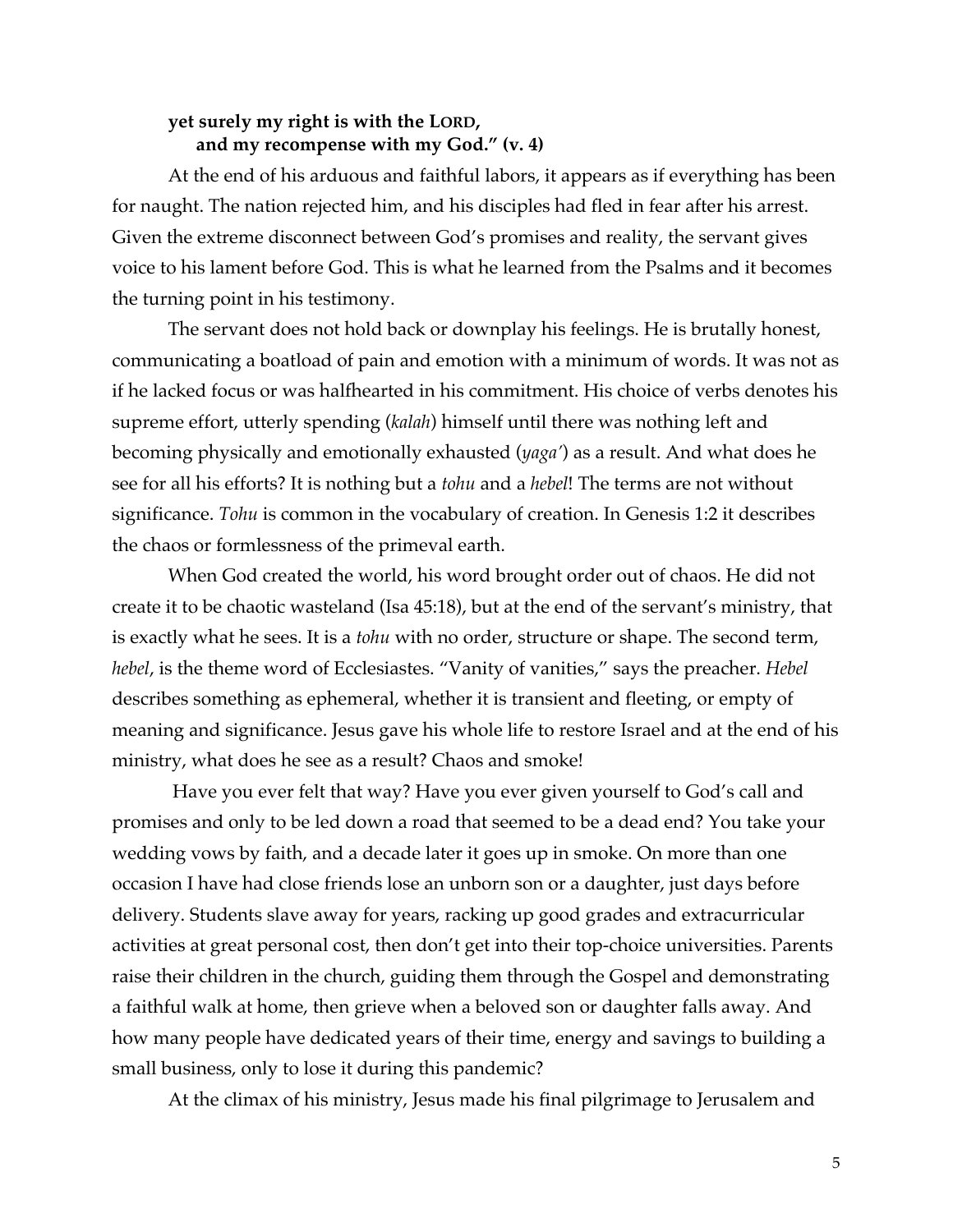**yet surely my right is with the LORD,**
**and my recompense with my God." (v. 4)**

At the end of his arduous and faithful labors, it appears as if everything has been for naught. The nation rejected him, and his disciples had fled in fear after his arrest. Given the extreme disconnect between God's promises and reality, the servant gives voice to his lament before God. This is what he learned from the Psalms and it becomes the turning point in his testimony.

The servant does not hold back or downplay his feelings. He is brutally honest, communicating a boatload of pain and emotion with a minimum of words. It was not as if he lacked focus or was halfhearted in his commitment. His choice of verbs denotes his supreme effort, utterly spending (*kalah*) himself until there was nothing left and becoming physically and emotionally exhausted (*yaga'*) as a result. And what does he see for all his efforts? It is nothing but a *tohu* and a *hebel*! The terms are not without significance. *Tohu* is common in the vocabulary of creation. In Genesis 1:2 it describes the chaos or formlessness of the primeval earth.

When God created the world, his word brought order out of chaos. He did not create it to be chaotic wasteland (Isa 45:18), but at the end of the servant's ministry, that is exactly what he sees. It is a *tohu* with no order, structure or shape. The second term, *hebel*, is the theme word of Ecclesiastes. "Vanity of vanities," says the preacher. *Hebel* describes something as ephemeral, whether it is transient and fleeting, or empty of meaning and significance. Jesus gave his whole life to restore Israel and at the end of his ministry, what does he see as a result? Chaos and smoke!

Have you ever felt that way? Have you ever given yourself to God's call and promises and only to be led down a road that seemed to be a dead end? You take your wedding vows by faith, and a decade later it goes up in smoke. On more than one occasion I have had close friends lose an unborn son or a daughter, just days before delivery. Students slave away for years, racking up good grades and extracurricular activities at great personal cost, then don't get into their top-choice universities. Parents raise their children in the church, guiding them through the Gospel and demonstrating a faithful walk at home, then grieve when a beloved son or daughter falls away. And how many people have dedicated years of their time, energy and savings to building a small business, only to lose it during this pandemic?

At the climax of his ministry, Jesus made his final pilgrimage to Jerusalem and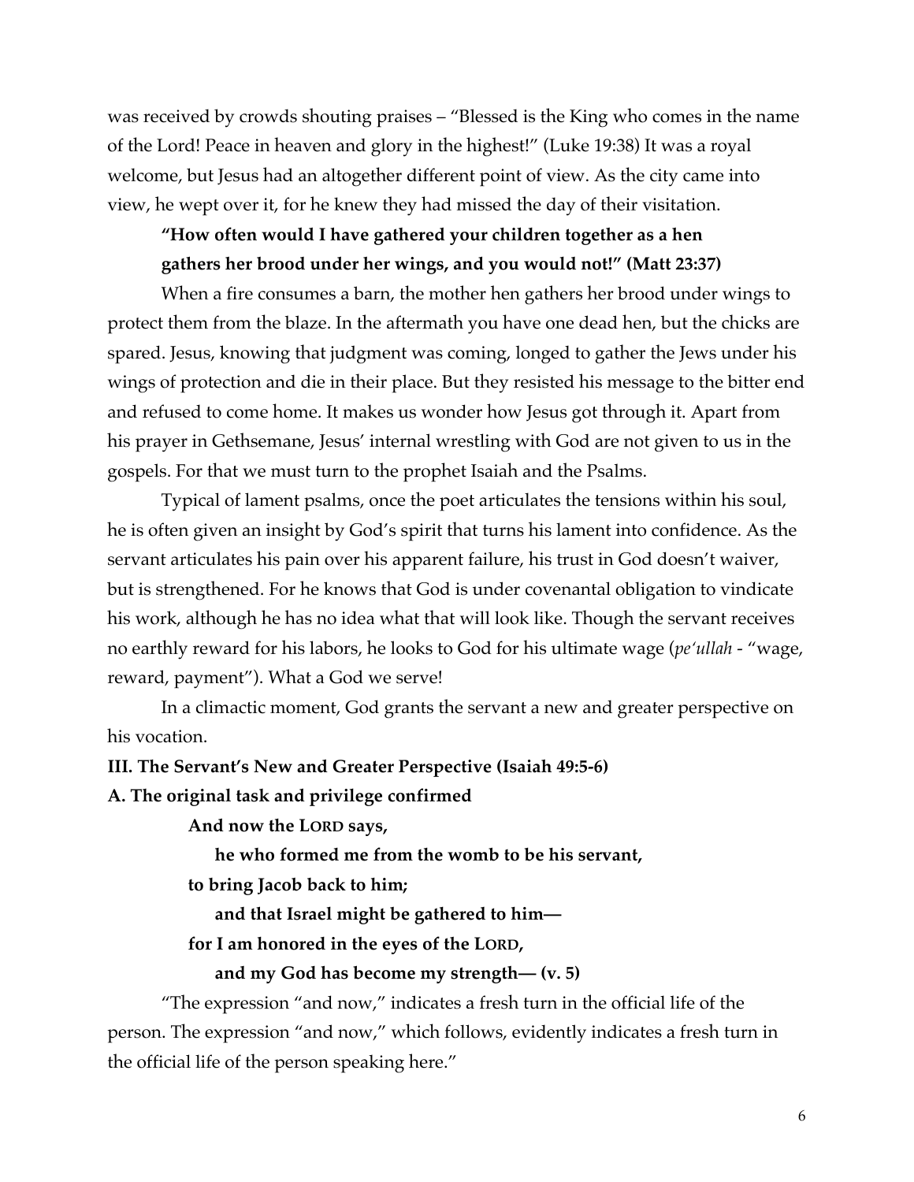was received by crowds shouting praises – "Blessed is the King who comes in the name of the Lord! Peace in heaven and glory in the highest!" (Luke 19:38) It was a royal welcome, but Jesus had an altogether different point of view. As the city came into view, he wept over it, for he knew they had missed the day of their visitation.

> **"How often would I have gathered your children together as a hen gathers her brood under her wings, and you would not!" (Matt 23:37)**

When a fire consumes a barn, the mother hen gathers her brood under wings to protect them from the blaze. In the aftermath you have one dead hen, but the chicks are spared. Jesus, knowing that judgment was coming, longed to gather the Jews under his wings of protection and die in their place. But they resisted his message to the bitter end and refused to come home. It makes us wonder how Jesus got through it. Apart from his prayer in Gethsemane, Jesus' internal wrestling with God are not given to us in the gospels. For that we must turn to the prophet Isaiah and the Psalms.

Typical of lament psalms, once the poet articulates the tensions within his soul, he is often given an insight by God's spirit that turns his lament into confidence. As the servant articulates his pain over his apparent failure, his trust in God doesn't waiver, but is strengthened. For he knows that God is under covenantal obligation to vindicate his work, although he has no idea what that will look like. Though the servant receives no earthly reward for his labors, he looks to God for his ultimate wage (*pe'ullah* - "wage, reward, payment"). What a God we serve!

In a climactic moment, God grants the servant a new and greater perspective on his vocation.

**III. The Servant's New and Greater Perspective (Isaiah 49:5-6)**

**A. The original task and privilege confirmed**

> **And now the LORD says,**
> **he who formed me from the womb to be his servant,**
> **to bring Jacob back to him;**
> **and that Israel might be gathered to him—**
> **for I am honored in the eyes of the LORD,**
> **and my God has become my strength— (v. 5)**

"The expression "and now," indicates a fresh turn in the official life of the person. The expression "and now," which follows, evidently indicates a fresh turn in the official life of the person speaking here."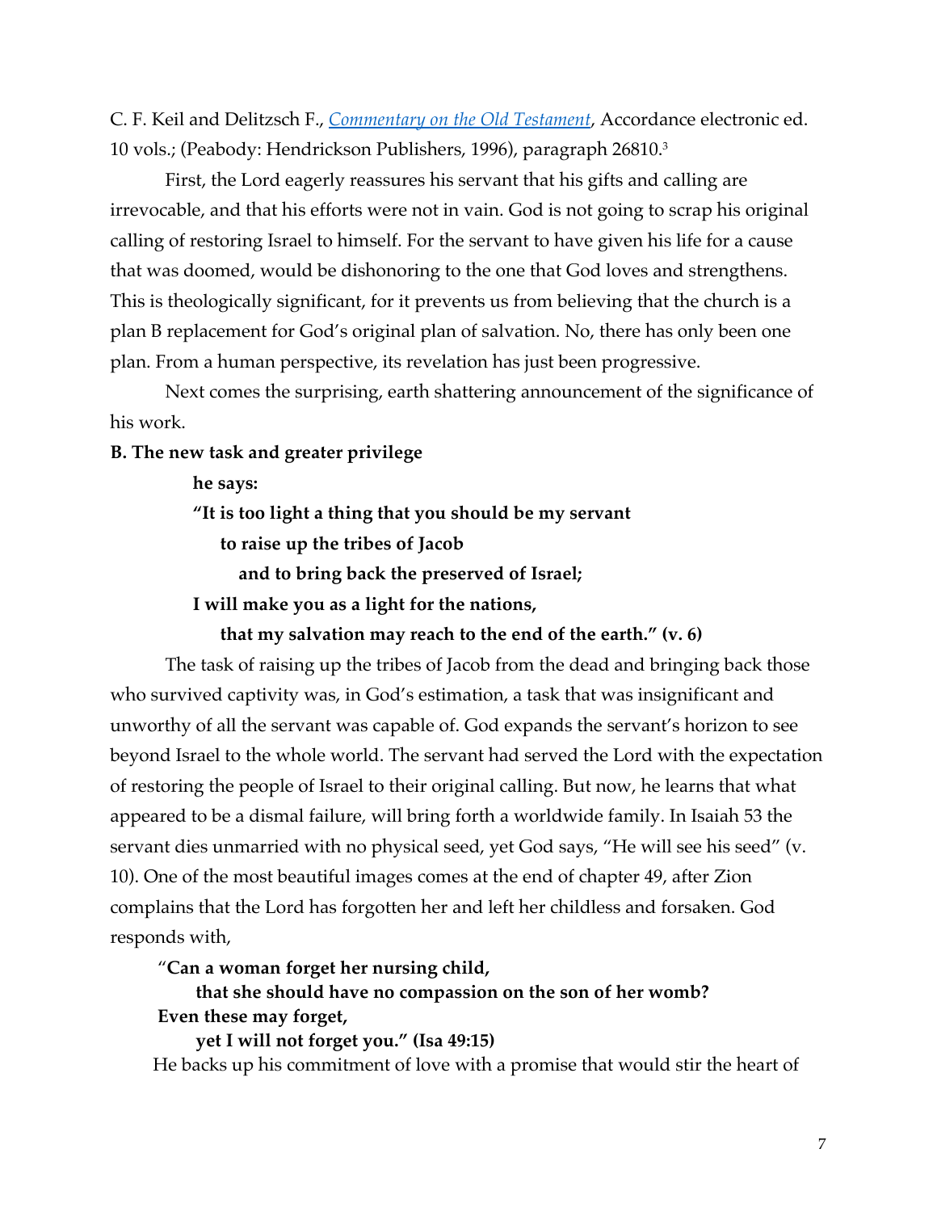C. F. Keil and Delitzsch F., *Commentary on the Old Testament*, Accordance electronic ed. 10 vols.; (Peabody: Hendrickson Publishers, 1996), paragraph 26810.[3]

First, the Lord eagerly reassures his servant that his gifts and calling are irrevocable, and that his efforts were not in vain. God is not going to scrap his original calling of restoring Israel to himself. For the servant to have given his life for a cause that was doomed, would be dishonoring to the one that God loves and strengthens. This is theologically significant, for it prevents us from believing that the church is a plan B replacement for God's original plan of salvation. No, there has only been one plan. From a human perspective, its revelation has just been progressive.

Next comes the surprising, earth shattering announcement of the significance of his work.

**B. The new task and greater privilege**

> **he says:**
> **"It is too light a thing that you should be my servant**
> **to raise up the tribes of Jacob**
> **and to bring back the preserved of Israel;**
> **I will make you as a light for the nations,**
> **that my salvation may reach to the end of the earth." (v. 6)**

The task of raising up the tribes of Jacob from the dead and bringing back those who survived captivity was, in God's estimation, a task that was insignificant and unworthy of all the servant was capable of. God expands the servant's horizon to see beyond Israel to the whole world. The servant had served the Lord with the expectation of restoring the people of Israel to their original calling. But now, he learns that what appeared to be a dismal failure, will bring forth a worldwide family. In Isaiah 53 the servant dies unmarried with no physical seed, yet God says, "He will see his seed" (v. 10). One of the most beautiful images comes at the end of chapter 49, after Zion complains that the Lord has forgotten her and left her childless and forsaken. God responds with,

> "**Can a woman forget her nursing child,**
> **that she should have no compassion on the son of her womb?**
> **Even these may forget,**
> **yet I will not forget you." (Isa 49:15)**

He backs up his commitment of love with a promise that would stir the heart of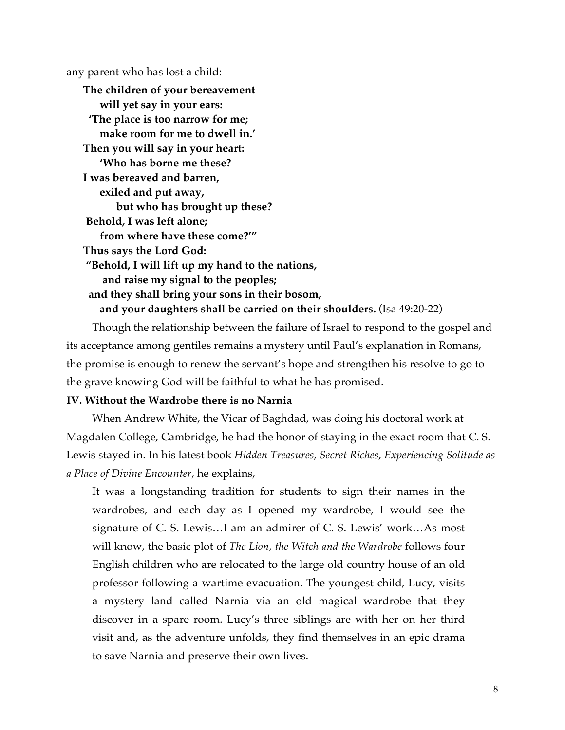any parent who has lost a child:

> **The children of your bereavement**
> **will yet say in your ears:**
> **'The place is too narrow for me;**
> **make room for me to dwell in.'**
> **Then you will say in your heart:**
> **'Who has borne me these?**
> **I was bereaved and barren,**
> **exiled and put away,**
> **but who has brought up these?**
> **Behold, I was left alone;**
> **from where have these come?'"**
> **Thus says the Lord God:**
> **"Behold, I will lift up my hand to the nations,**
> **and raise my signal to the peoples;**
> **and they shall bring your sons in their bosom,**
> **and your daughters shall be carried on their shoulders.** (Isa 49:20-22)

Though the relationship between the failure of Israel to respond to the gospel and its acceptance among gentiles remains a mystery until Paul's explanation in Romans, the promise is enough to renew the servant's hope and strengthen his resolve to go to the grave knowing God will be faithful to what he has promised.

**IV. Without the Wardrobe there is no Narnia**

When Andrew White, the Vicar of Baghdad, was doing his doctoral work at Magdalen College, Cambridge, he had the honor of staying in the exact room that C. S. Lewis stayed in. In his latest book *Hidden Treasures, Secret Riches, Experiencing Solitude as a Place of Divine Encounter*, he explains,

> It was a longstanding tradition for students to sign their names in the wardrobes, and each day as I opened my wardrobe, I would see the signature of C. S. Lewis…I am an admirer of C. S. Lewis' work…As most will know, the basic plot of *The Lion, the Witch and the Wardrobe* follows four English children who are relocated to the large old country house of an old professor following a wartime evacuation. The youngest child, Lucy, visits a mystery land called Narnia via an old magical wardrobe that they discover in a spare room. Lucy's three siblings are with her on her third visit and, as the adventure unfolds, they find themselves in an epic drama to save Narnia and preserve their own lives.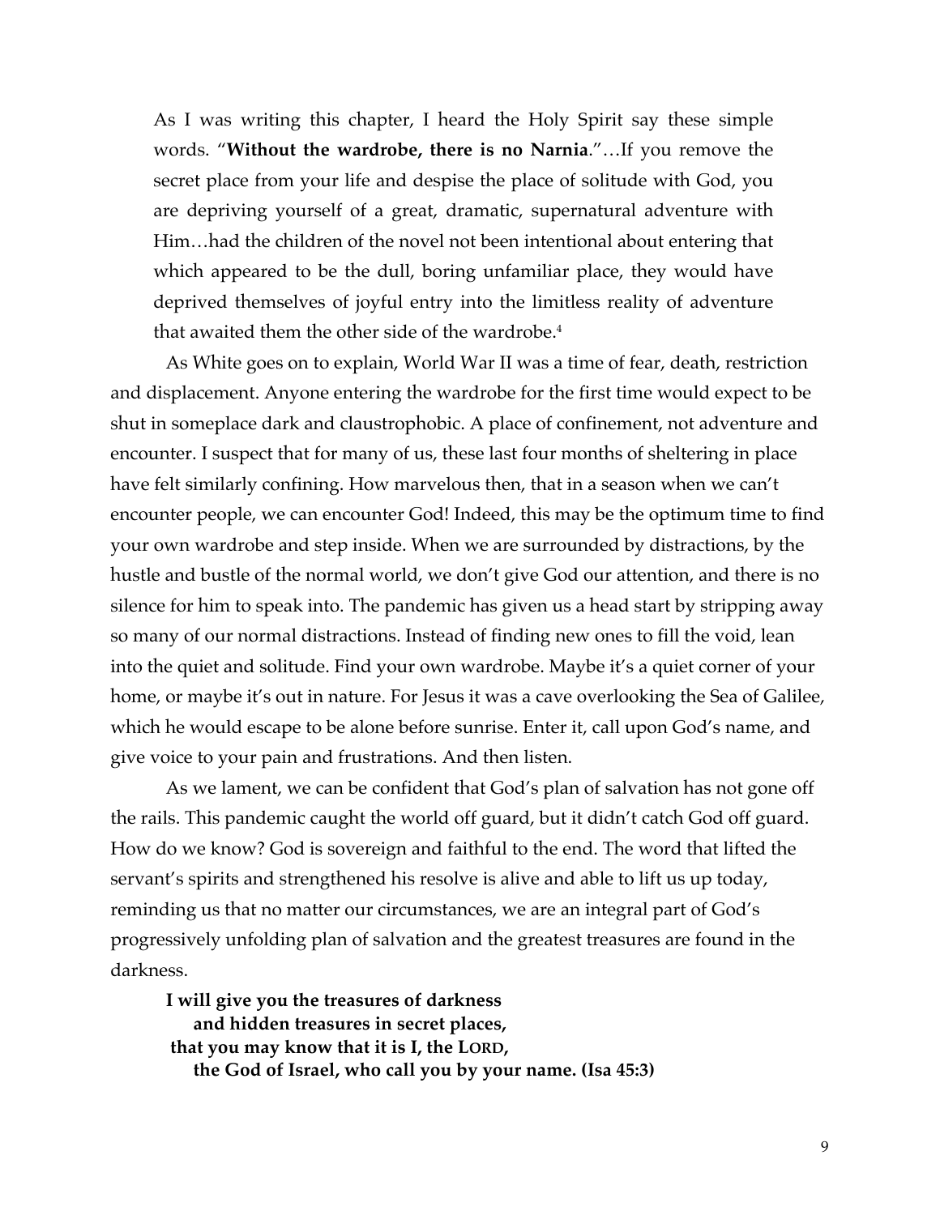> As I was writing this chapter, I heard the Holy Spirit say these simple words. "**Without the wardrobe, there is no Narnia**."…If you remove the secret place from your life and despise the place of solitude with God, you are depriving yourself of a great, dramatic, supernatural adventure with Him…had the children of the novel not been intentional about entering that which appeared to be the dull, boring unfamiliar place, they would have deprived themselves of joyful entry into the limitless reality of adventure that awaited them the other side of the wardrobe.[4]

As White goes on to explain, World War II was a time of fear, death, restriction and displacement. Anyone entering the wardrobe for the first time would expect to be shut in someplace dark and claustrophobic. A place of confinement, not adventure and encounter. I suspect that for many of us, these last four months of sheltering in place have felt similarly confining. How marvelous then, that in a season when we can't encounter people, we can encounter God! Indeed, this may be the optimum time to find your own wardrobe and step inside. When we are surrounded by distractions, by the hustle and bustle of the normal world, we don't give God our attention, and there is no silence for him to speak into. The pandemic has given us a head start by stripping away so many of our normal distractions. Instead of finding new ones to fill the void, lean into the quiet and solitude. Find your own wardrobe. Maybe it's a quiet corner of your home, or maybe it's out in nature. For Jesus it was a cave overlooking the Sea of Galilee, which he would escape to be alone before sunrise. Enter it, call upon God's name, and give voice to your pain and frustrations. And then listen.

As we lament, we can be confident that God's plan of salvation has not gone off the rails. This pandemic caught the world off guard, but it didn't catch God off guard. How do we know? God is sovereign and faithful to the end. The word that lifted the servant's spirits and strengthened his resolve is alive and able to lift us up today, reminding us that no matter our circumstances, we are an integral part of God's progressively unfolding plan of salvation and the greatest treasures are found in the darkness.

> **I will give you the treasures of darkness**
> **and hidden treasures in secret places,**
> **that you may know that it is I, the LORD,**
> **the God of Israel, who call you by your name. (Isa 45:3)**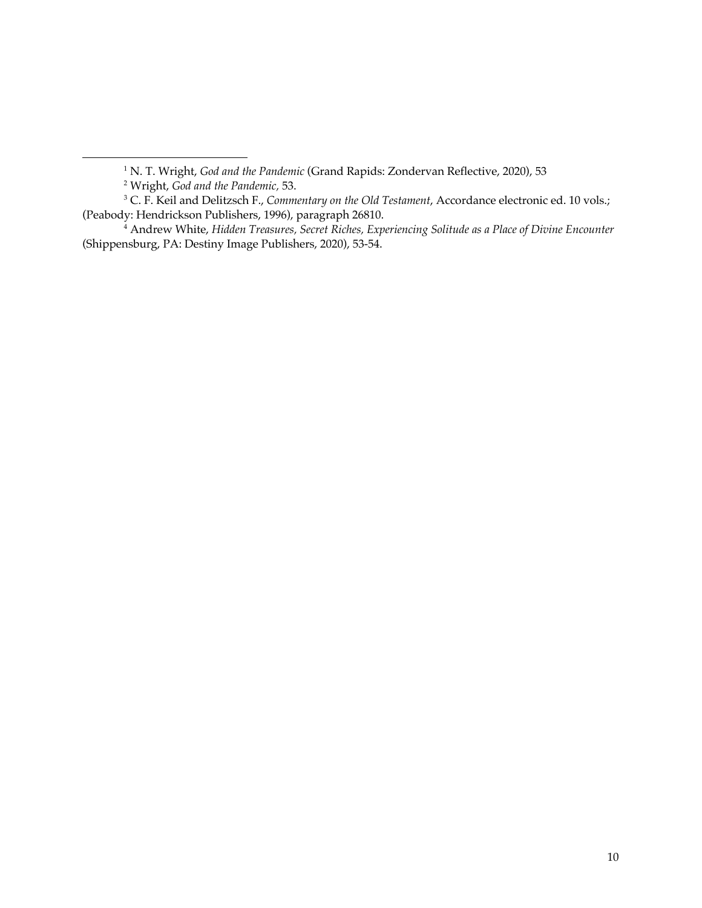[1] N. T. Wright, *God and the Pandemic* (Grand Rapids: Zondervan Reflective, 2020), 53

[2] Wright, *God and the Pandemic,* 53.

[3] C. F. Keil and Delitzsch F., *Commentary on the Old Testament*, Accordance electronic ed. 10 vols.; (Peabody: Hendrickson Publishers, 1996), paragraph 26810.

[4] Andrew White, *Hidden Treasures, Secret Riches, Experiencing Solitude as a Place of Divine Encounter* (Shippensburg, PA: Destiny Image Publishers, 2020), 53-54.